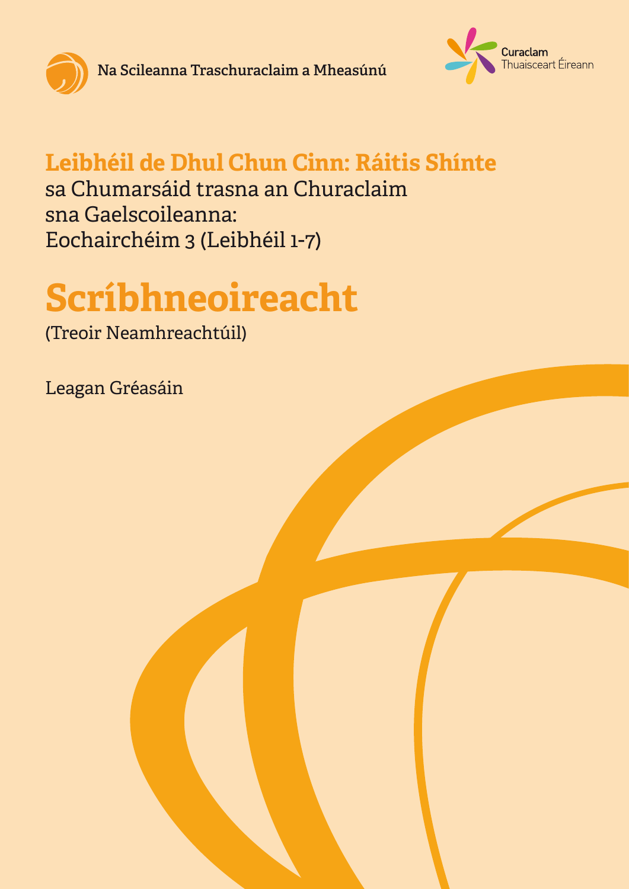Na Scileanna Traschuraclaim a Mheasúnú

Curaclam Thuaisceart Éireann

**Leibhéil de Dhul Chun Cinn: Ráitis Shínte**
sa Chumarsáid trasna an Churaclaim
sna Gaelscoileanna:
Eochairchéim 3 (Leibhéil 1-7)

# Scríbhneoireacht

(Treoir Neamhreachtúil)

Leagan Gréasáin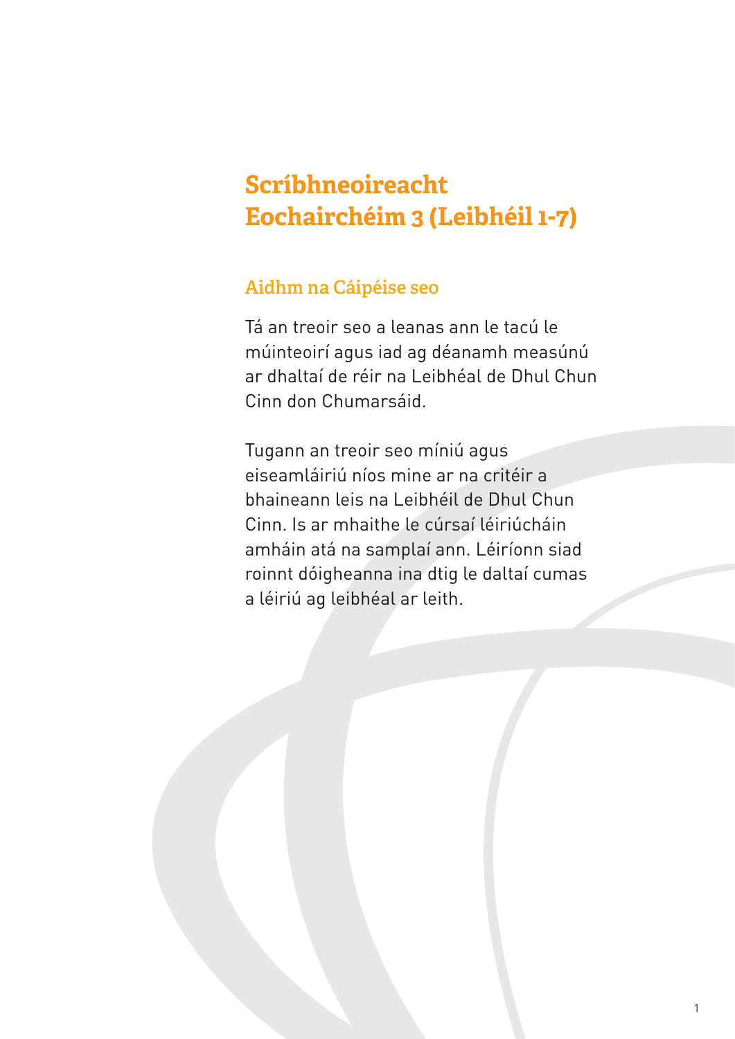# Scríbhneoireacht Eochairchéim 3 (Leibhéil 1-7)

## Aidhm na Cáipéise seo

Tá an treoir seo a leanas ann le tacú le múinteoirí agus iad ag déanamh measúnú ar dhaltaí de réir na Leibhéal de Dhul Chun Cinn don Chumarsáid.

Tugann an treoir seo míniú agus eiseamláiriú níos mine ar na critéir a bhaineann leis na Leibhéil de Dhul Chun Cinn. Is ar mhaithe le cúrsaí léiriúcháin amháin atá na samplaí ann. Léiríonn siad roinnt dóigheanna ina dtig le daltaí cumas a léiriú ag leibhéal ar leith.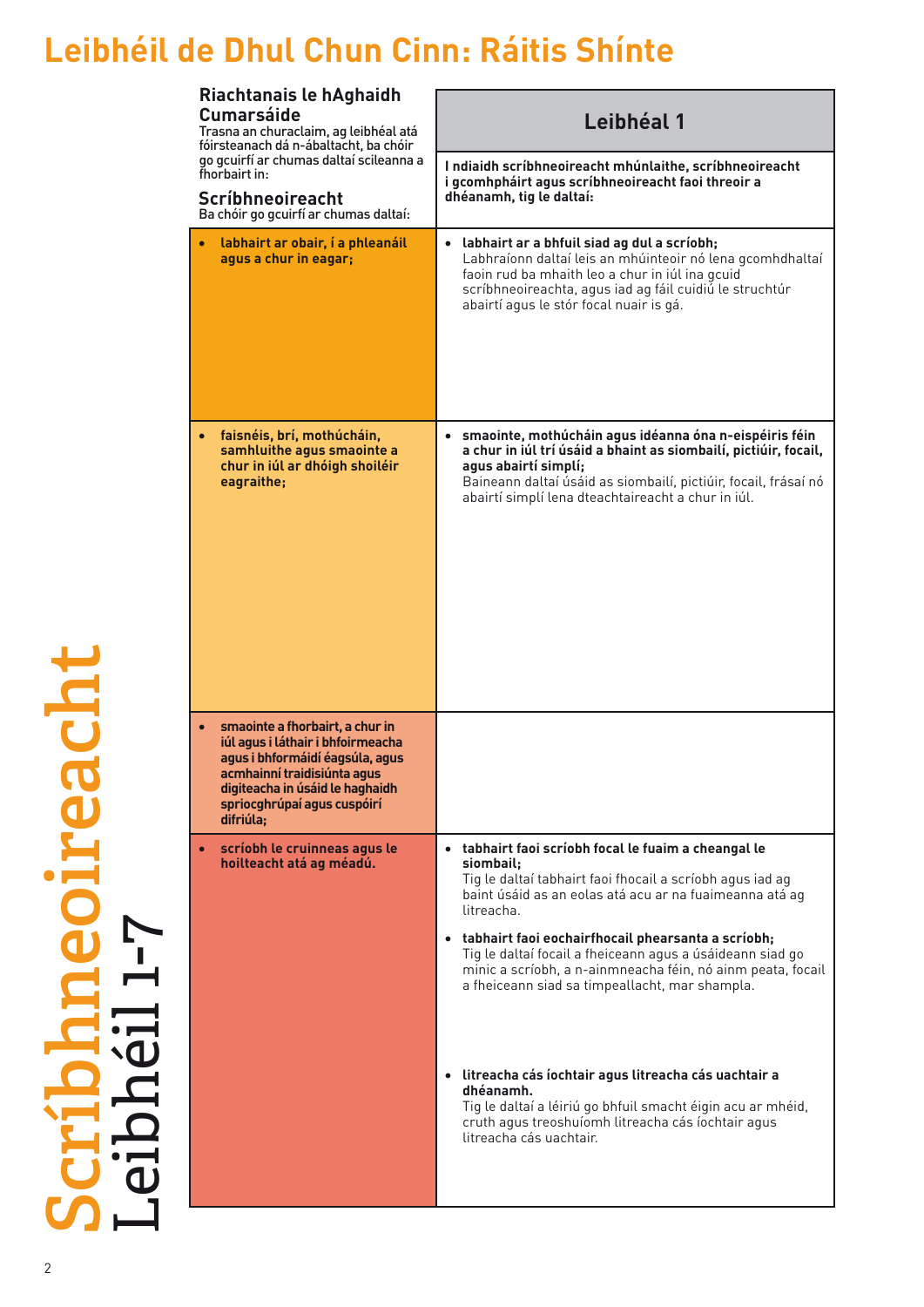# Leibhéil de Dhul Chun Cinn: Ráitis Shínte

**Scríbhneoireacht**
Leibhéil 1-7

| **Riachtanais le hAghaidh Cumarsáide**<br>Trasna an churaclaim, ag leibhéal atá fóirsteanach dá n-ábaltacht, ba chóir go gcuirfí ar chumas daltaí scileanna a fhorbairt in:<br><br>**Scríbhneoireacht**<br>Ba chóir go gcuirfí ar chumas daltaí: | **Leibhéal 1**<br><br>**I ndiaidh scríbhneoireacht mhúnlaithe, scríbhneoireacht i gcomhpháirt agus scríbhneoireacht faoi threoir a dhéanamh, tig le daltaí:** |
|---|---|
| • **labhairt ar obair, í a phleanáil agus a chur in eagar;** | • **labhairt ar a bhfuil siad ag dul a scríobh;**<br>Labhraíonn daltaí leis an mhúinteoir nó lena gcomhdhaltaí faoin rud ba mhaith leo a chur in iúl ina gcuid scríbhneoireachta, agus iad ag fáil cuidiú le struchtúr abairtí agus le stór focal nuair is gá. |
| • **faisnéis, brí, mothúcháin, samhluithe agus smaointe a chur in iúl ar dhóigh shoiléir eagraithe;** | • **smaointe, mothúcháin agus idéanna óna n-eispéiris féin a chur in iúl trí úsáid a bhaint as siombailí, pictiúir, focail, agus abairtí simplí;**<br>Baineann daltaí úsáid as siombailí, pictiúir, focail, frásaí nó abairtí simplí lena dteachtaireacht a chur in iúl. |
| • **smaointe a fhorbairt, a chur in iúl agus i láthair i bhfoirmeacha agus i bhformáidí éagsúla, agus acmhainní traidisiúnta agus digiteacha in úsáid le haghaidh spriocghrúpaí agus cuspóirí difriúla;** | |
| • **scríobh le cruinneas agus le hoilteacht atá ag méadú.** | • **tabhairt faoi scríobh focal le fuaim a cheangal le siombail;**<br>Tig le daltaí tabhairt faoi fhocail a scríobh agus iad ag baint úsáid as an eolas atá acu ar na fuaimeanna atá ag litreacha.<br><br>• **tabhairt faoi eochairfhocail phearsanta a scríobh;**<br>Tig le daltaí focail a fheiceann agus a úsáideann siad go minic a scríobh, a n-ainmneacha féin, nó ainm peata, focail a fheiceann siad sa timpeallacht, mar shampla.<br><br>• **litreacha cás íochtair agus litreacha cás uachtair a dhéanamh.**<br>Tig le daltaí a léiriú go bhfuil smacht éigin acu ar mhéid, cruth agus treoshuíomh litreacha cás íochtair agus litreacha cás uachtair. |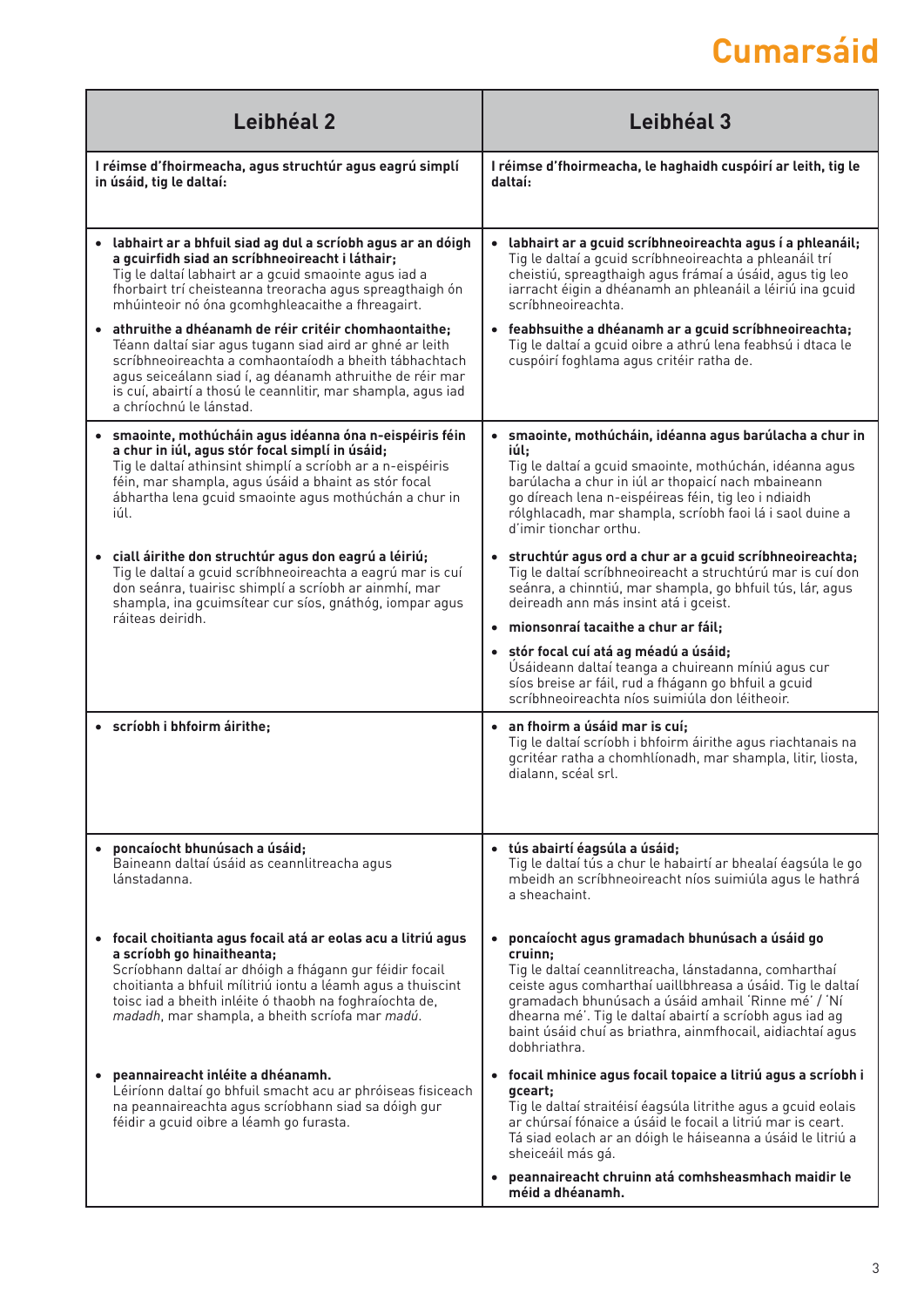# Cumarsáid

| Leibhéal 2 | Leibhéal 3 |
|---|---|
| **I réimse d'fhoirmeacha, agus struchtúr agus eagrú simplí in úsáid, tig le daltaí:** | **I réimse d'fhoirmeacha, le haghaidh cuspóirí ar leith, tig le daltaí:** |
| • **labhairt ar a bhfuil siad ag dul a scríobh agus ar an dóigh a gcuirfidh siad an scríbhneoireacht i láthair;** Tig le daltaí labhairt ar a gcuid smaointe agus iad a fhorbairt trí cheisteanna treoracha agus spreagthaigh ón mhúinteoir nó óna gcomhghleacaithe a fhreagairt.<br>• **athruithe a dhéanamh de réir critéir chomhaontaithe;** Téann daltaí siar agus tugann siad aird ar ghné ar leith scríbhneoireachta a comhaontaíodh a bheith tábhachtach agus seiceálann siad í, ag déanamh athruithe de réir mar is cuí, abairtí a thosú le ceannlitir, mar shampla, agus iad a chríochnú le lánstad. | • **labhairt ar a gcuid scríbhneoireachta agus í a phleanáil;** Tig le daltaí a gcuid scríbhneoireachta a phleanáil trí cheistiú, spreagthaigh agus frámaí a úsáid, agus tig leo iarracht éigin a dhéanamh an phleanáil a léiriú ina gcuid scríbhneoireachta.<br>• **feabhsuithe a dhéanamh ar a gcuid scríbhneoireachta;** Tig le daltaí a gcuid oibre a athrú lena feabhsú i dtaca le cuspóirí foghlama agus critéir ratha de. |
| • **smaointe, mothúcháin agus idéanna óna n-eispéiris féin a chur in iúl, agus stór focal simplí in úsáid;** Tig le daltaí athinsint shimplí a scríobh ar a n-eispéiris féin, mar shampla, agus úsáid a bhaint as stór focal ábhartha lena gcuid smaointe agus mothúchán a chur in iúl. | • **smaointe, mothúcháin, idéanna agus barúlacha a chur in iúl;** Tig le daltaí a gcuid smaointe, mothúchán, idéanna agus barúlacha a chur in iúl ar thopaicí nach mbaineann go díreach lena n-eispéireas féin, tig leo i ndiaidh rólghlacadh, mar shampla, scríobh faoi lá i saol duine a d'imir tionchar orthu. |
| • **ciall áirithe don struchtúr agus don eagrú a léiriú;** Tig le daltaí a gcuid scríbhneoireachta a eagrú mar is cuí don seánra, tuairisc shimplí a scríobh ar ainmhí, mar shampla, ina gcuimsítear cur síos, gnáthóg, iompar agus ráiteas deiridh. | • **struchtúr agus ord a chur ar a gcuid scríbhneoireachta;** Tig le daltaí scríbhneoireacht a struchtúrú mar is cuí don seánra, a chinntiú, mar shampla, go bhfuil tús, lár, agus deireadh ann más insint atá i gceist.<br>• **mionsonraí tacaithe a chur ar fáil;**<br>• **stór focal cuí atá ag méadú a úsáid;** Úsáideann daltaí teanga a chuireann míniú agus cur síos breise ar fáil, rud a fhágann go bhfuil a gcuid scríbhneoireachta níos suimiúla don léitheoir. |
| • **scríobh i bhfoirm áirithe;** | • **an fhoirm a úsáid mar is cuí;** Tig le daltaí scríobh i bhfoirm áirithe agus riachtanais na gcritéar ratha a chomhlíonadh, mar shampla, litir, liosta, dialann, scéal srl. |
| • **poncaíocht bhunúsach a úsáid;** Baineann daltaí úsáid as ceannlitreacha agus lánstadanna. | • **tús abairtí éagsúla a úsáid;** Tig le daltaí tús a chur le habairtí ar bhealaí éagsúla le go mbeidh an scríbhneoireacht níos suimiúla agus le hathrá a sheachaint. |
| • **focail choitianta agus focail atá ar eolas acu a litriú agus a scríobh go hinaitheanta;** Scríobhann daltaí ar dhóigh a fhágann gur féidir focail choitianta a bhfuil mílitriú iontu a léamh agus a thuiscint toisc iad a bheith inléite ó thaobh na foghraíochta de, *madadh*, mar shampla, a bheith scríofa mar *madú*. | • **poncaíocht agus gramadach bhunúsach a úsáid go cruinn;** Tig le daltaí ceannlitreacha, lánstadanna, comharthaí ceiste agus comharthaí uaillbhreasa a úsáid. Tig le daltaí gramadach bhunúsach a úsáid amhail 'Rinne mé' / 'Ní dhearna mé'. Tig le daltaí abairtí a scríobh agus iad ag baint úsáid chuí as briathra, ainmfhocail, aidiachtaí agus dobhriathra. |
| • **peannaireacht inléite a dhéanamh.** Léiríonn daltaí go bhfuil smacht acu ar phróiseas fisiceach na peannaireachta agus scríobhann siad sa dóigh gur féidir a gcuid oibre a léamh go furasta. | • **focail mhinice agus focail topaice a litriú agus a scríobh i gceart;** Tig le daltaí straitéisí éagsúla litrithe agus a gcuid eolais ar chúrsaí fónaice a úsáid le focail a litriú mar is ceart. Tá siad eolach ar an dóigh le háiseanna a úsáid le litriú a sheiceáil más gá.<br>• **peannaireacht chruinn atá comhsheasmhach maidir le méid a dhéanamh.** |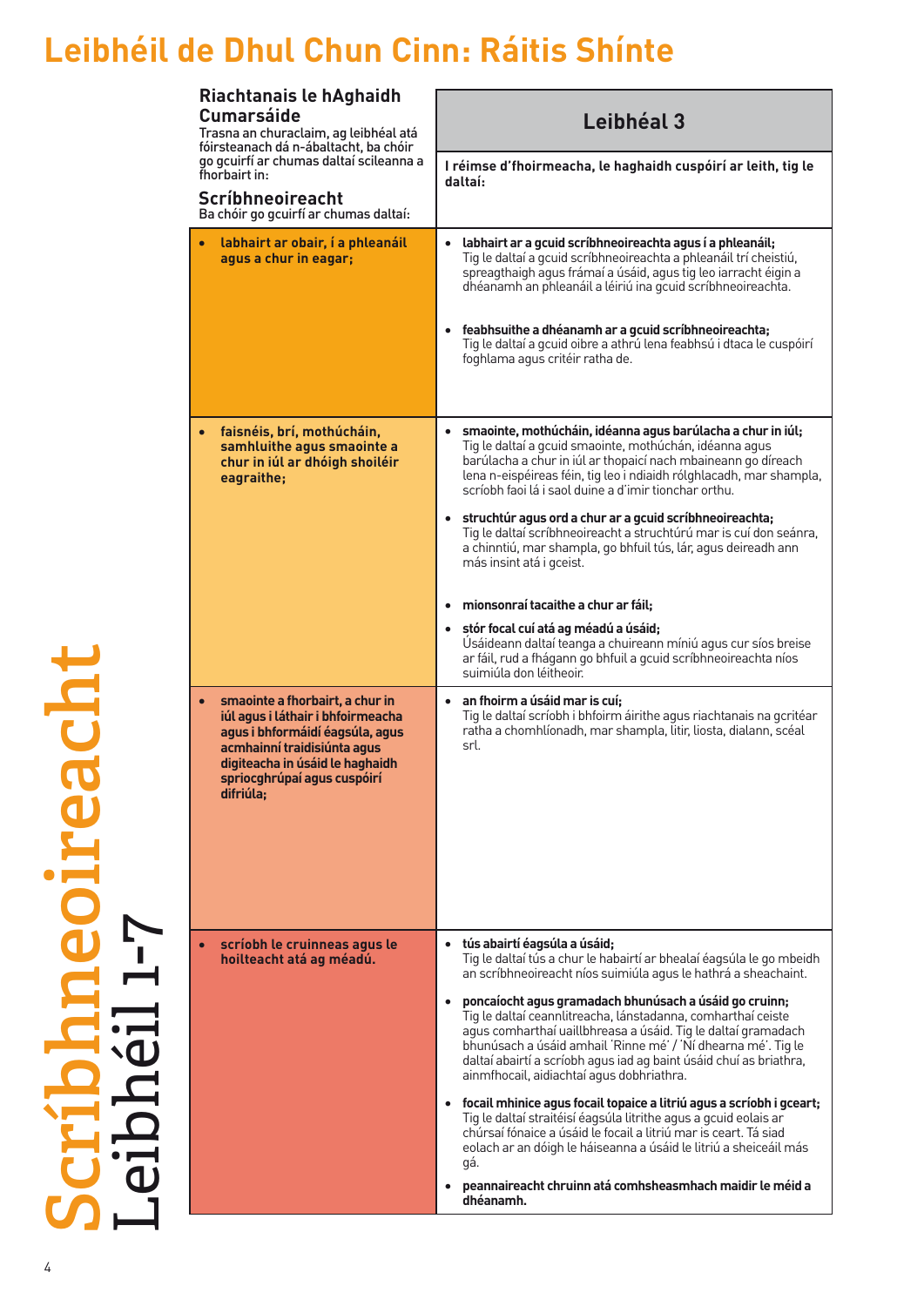# Leibhéil de Dhul Chun Cinn: Ráitis Shínte

| **Riachtanais le hAghaidh Cumarsáide**<br>Trasna an churaclaim, ag leibhéal atá fóirsteanach dá n-ábaltacht, ba chóir go gcuirfí ar chumas daltaí scileanna a fhorbairt in:<br>**Scríbhneoireacht**<br>Ba chóir go gcuirfí ar chumas daltaí: | **Leibhéal 3**<br>**I réimse d'fhoirmeacha, le haghaidh cuspóirí ar leith, tig le daltaí:** |
|---|---|
| • **labhairt ar obair, í a phleanáil agus a chur in eagar;** | • **labhairt ar a gcuid scríbhneoireachta agus í a phleanáil;**<br>Tig le daltaí a gcuid scríbhneoireachta a phleanáil trí cheistiú, spreagthaigh agus frámaí a úsáid, agus tig leo iarracht éigin a dhéanamh an phleanáil a léiriú ina gcuid scríbhneoireachta.<br><br>• **feabhsuithe a dhéanamh ar a gcuid scríbhneoireachta;**<br>Tig le daltaí a gcuid oibre a athrú lena feabhsú i dtaca le cuspóirí foghlama agus critéir ratha de. |
| • **faisnéis, brí, mothúcháin, samhluithe agus smaointe a chur in iúl ar dhóigh shoiléir eagraithe;** | • **smaointe, mothúcháin, idéanna agus barúlacha a chur in iúl;**<br>Tig le daltaí a gcuid smaointe, mothúchán, idéanna agus barúlacha a chur in iúl ar thopaicí nach mbaineann go díreach lena n-eispéireas féin, tig leo i ndiaidh rólghlacadh, mar shampla, scríobh faoi lá i saol duine a d'imir tionchar orthu.<br><br>• **struchtúr agus ord a chur ar a gcuid scríbhneoireachta;**<br>Tig le daltaí scríbhneoireacht a struchtúrú mar is cuí don seánra, a chinntiú, mar shampla, go bhfuil tús, lár, agus deireadh ann más insint atá i gceist.<br><br>• **mionsonraí tacaithe a chur ar fáil;**<br><br>• **stór focal cuí atá ag méadú a úsáid;**<br>Úsáideann daltaí teanga a chuireann míniú agus cur síos breise ar fáil, rud a fhágann go bhfuil a gcuid scríbhneoireachta níos suimiúla don léitheoir. |
| • **smaointe a fhorbairt, a chur in iúl agus i láthair i bhfoirmeacha agus i bhformáidí éagsúla, agus acmhainní traidisiúnta agus digiteacha in úsáid le haghaidh spriocghrúpaí agus cuspóirí difriúla;** | • **an fhoirm a úsáid mar is cuí;**<br>Tig le daltaí scríobh i bhfoirm áirithe agus riachtanais na gcritéar ratha a chomhlíonadh, mar shampla, litir, liosta, dialann, scéal srl. |
| • **scríobh le cruinneas agus le hoilteacht atá ag méadú.** | • **tús abairtí éagsúla a úsáid;**<br>Tig le daltaí tús a chur le habairtí ar bhealaí éagsúla le go mbeidh an scríbhneoireacht níos suimiúla agus le hathrá a sheachaint.<br><br>• **poncaíocht agus gramadach bhunúsach a úsáid go cruinn;**<br>Tig le daltaí ceannlitreacha, lánstadanna, comharthaí ceiste agus comharthaí uaillbhreasa a úsáid. Tig le daltaí gramadach bhunúsach a úsáid amhail 'Rinne mé' / 'Ní dhearna mé'. Tig le daltaí abairtí a scríobh agus iad ag baint úsáid chuí as briathra, ainmfhocail, aidiachtaí agus dobhriathra.<br><br>• **focail mhinice agus focail topaice a litriú agus a scríobh i gceart;**<br>Tig le daltaí straitéisí éagsúla litrithe agus a gcuid eolais ar chúrsaí fónaice a úsáid le focail a litriú mar is ceart. Tá siad eolach ar an dóigh le háiseanna a úsáid le litriú a sheiceáil más gá.<br><br>• **peannaireacht chruinn atá comhsheasmhach maidir le méid a dhéanamh.** |

**Scríbhneoireacht**
Leibhéil 1-7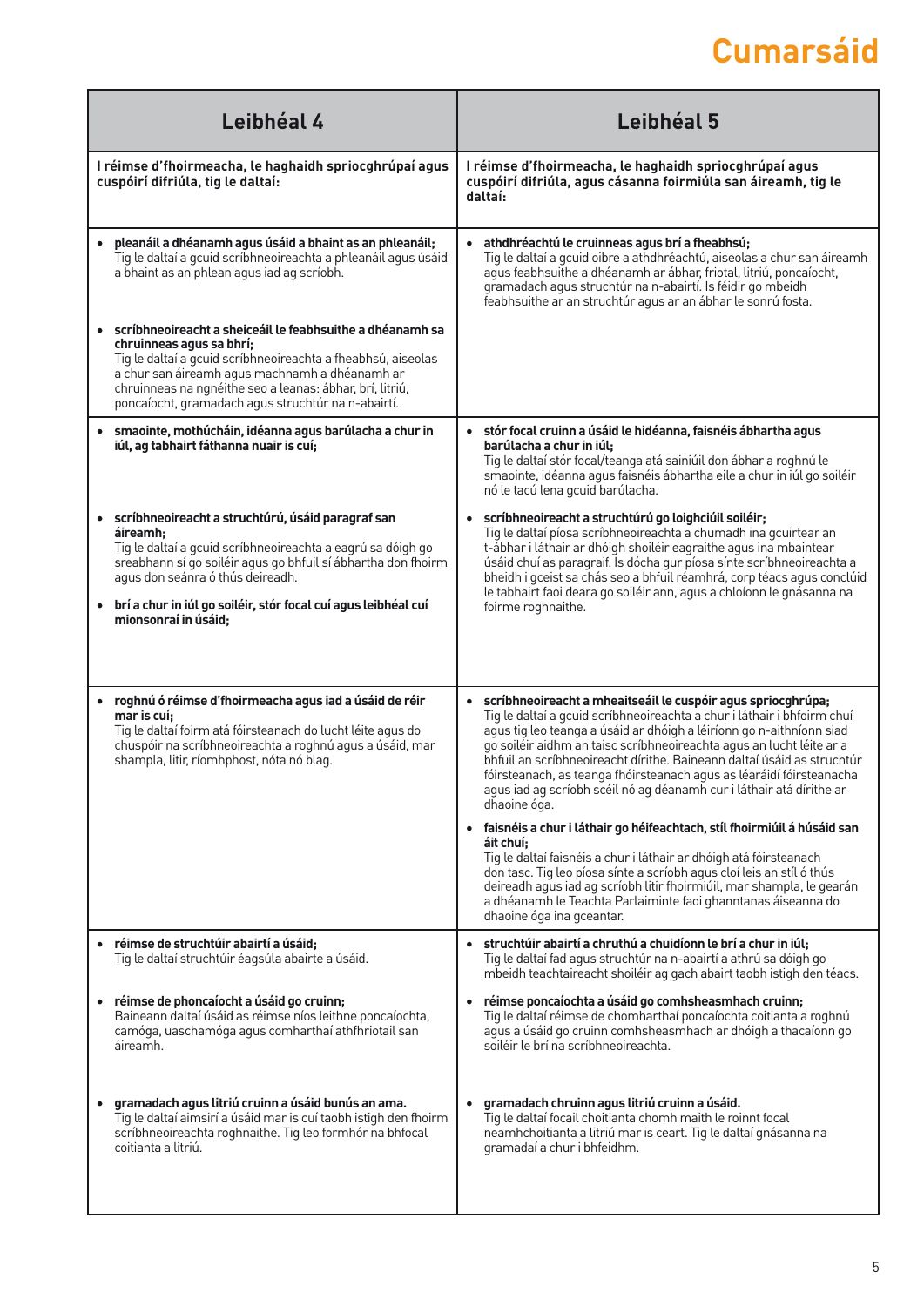# Cumarsáid

| Leibhéal 4 | Leibhéal 5 |
| --- | --- |
| **I réimse d'fhoirmeacha, le haghaidh spriocghrúpaí agus cuspóirí difriúla, tig le daltaí:** | **I réimse d'fhoirmeacha, le haghaidh spriocghrúpaí agus cuspóirí difriúla, agus cásanna foirmiúla san áireamh, tig le daltaí:** |
| • **pleanáil a dhéanamh agus úsáid a bhaint as an phleanáil;** Tig le daltaí a gcuid scríbhneoireachta a phleanáil agus úsáid a bhaint as an phlean agus iad ag scríobh.<br><br>• **scríbhneoireacht a sheiceáil le feabhsuithe a dhéanamh sa chruinneas agus sa bhrí;** Tig le daltaí a gcuid scríbhneoireachta a fheabhsú, aiseolas a chur san áireamh agus machnamh a dhéanamh ar chruinneas na ngnéithe seo a leanas: ábhar, brí, litriú, poncaíocht, gramadach agus struchtúr na n-abairtí. | • **athdhréachtú le cruinneas agus brí a fheabhsú;** Tig le daltaí a gcuid oibre a athdhréachtú, aiseolas a chur san áireamh agus feabhsuithe a dhéanamh ar ábhar, friotal, litriú, poncaíocht, gramadach agus struchtúr na n-abairtí. Is féidir go mbeidh feabhsuithe ar an struchtúr agus ar an ábhar le sonrú fosta. |
| • **smaointe, mothúcháin, idéanna agus barúlacha a chur in iúl, ag tabhairt fáthanna nuair is cuí;**<br><br>• **scríbhneoireacht a struchtúrú, úsáid paragraf san áireamh;** Tig le daltaí a gcuid scríbhneoireachta a eagrú sa dóigh go sreabhann sí go soiléir agus go bhfuil sí ábhartha don fhoirm agus don seánra ó thús deireadh.<br><br>• **brí a chur in iúl go soiléir, stór focal cuí agus leibhéal cuí mionsonraí in úsáid;** | • **stór focal cruinn a úsáid le hidéanna, faisnéis ábhartha agus barúlacha a chur in iúl;** Tig le daltaí stór focal/teanga atá sainiúil don ábhar a roghnú le smaointe, idéanna agus faisnéis ábhartha eile a chur in iúl go soiléir nó le tacú lena gcuid barúlacha.<br><br>• **scríbhneoireacht a struchtúrú go loighciúil soiléir;** Tig le daltaí píosa scríbhneoireachta a chumadh ina gcuirtear an t-ábhar i láthair ar dhóigh shoiléir eagraithe agus ina mbaintear úsáid chuí as paragraif. Is dócha gur píosa sínte scríbhneoireachta a bheidh i gceist sa chás seo a bhfuil réamhrá, corp téacs agus conclúid le tabhairt faoi deara go soiléir ann, agus a chloíonn le gnásanna na foirme roghnaithe. |
| • **roghnú ó réimse d'fhoirmeacha agus iad a úsáid de réir mar is cuí;** Tig le daltaí foirm atá fóirsteanach do lucht léite agus do chuspóir na scríbhneoireachta a roghnú agus a úsáid, mar shampla, litir, ríomhphost, nóta nó blag. | • **scríbhneoireacht a mheaitseáil le cuspóir agus spriocghrúpa;** Tig le daltaí a gcuid scríbhneoireachta a chur i láthair i bhfoirm chuí agus tig leo teanga a úsáid ar dhóigh a léiríonn go n-aithníonn siad go soiléir aidhm an taisc scríbhneoireachta agus an lucht léite ar a bhfuil an scríbhneoireacht dírithe. Baineann daltaí úsáid as struchtúr fóirsteanach, as teanga fhóirsteanach agus as léaráidí fóirsteanacha agus iad ag scríobh scéil nó ag déanamh cur i láthair atá dírithe ar dhaoine óga.<br><br>• **faisnéis a chur i láthair go héifeachtach, stíl fhoirmiúil á húsáid san áit chuí;** Tig le daltaí faisnéis a chur i láthair ar dhóigh atá fóirsteanach don tasc. Tig leo píosa sínte a scríobh agus cloí leis an stíl ó thús deireadh agus iad ag scríobh litir fhoirmiúil, mar shampla, le gearán a dhéanamh le Teachta Parlaiminte faoi ghanntanas áiseanna do dhaoine óga ina gceantar. |
| • **réimse de struchtúir abairtí a úsáid;** Tig le daltaí struchtúir éagsúla abairte a úsáid.<br><br>• **réimse de phoncaíocht a úsáid go cruinn;** Baineann daltaí úsáid as réimse níos leithne poncaíochta, camóga, uaschamóga agus comharthaí athfhriotail san áireamh.<br><br>• **gramadach agus litriú cruinn a úsáid bunús an ama.** Tig le daltaí aimsirí a úsáid mar is cuí taobh istigh den fhoirm scríbhneoireachta roghnaithe. Tig leo formhór na bhfocal coitianta a litriú. | • **struchtúir abairtí a chruthú a chuidíonn le brí a chur in iúl;** Tig le daltaí fad agus struchtúr na n-abairtí a athrú sa dóigh go mbeidh teachtaireacht shoiléir ag gach abairt taobh istigh den téacs.<br><br>• **réimse poncaíochta a úsáid go comhsheasmhach cruinn;** Tig le daltaí réimse de chomharthaí poncaíochta coitianta a roghnú agus a úsáid go cruinn comhsheasmhach ar dhóigh a thacaíonn go soiléir le brí na scríbhneoireachta.<br><br>• **gramadach chruinn agus litriú cruinn a úsáid.** Tig le daltaí focail choitianta chomh maith le roinnt focal neamhchoitianta a litriú mar is ceart. Tig le daltaí gnásanna na gramadaí a chur i bhfeidhm. |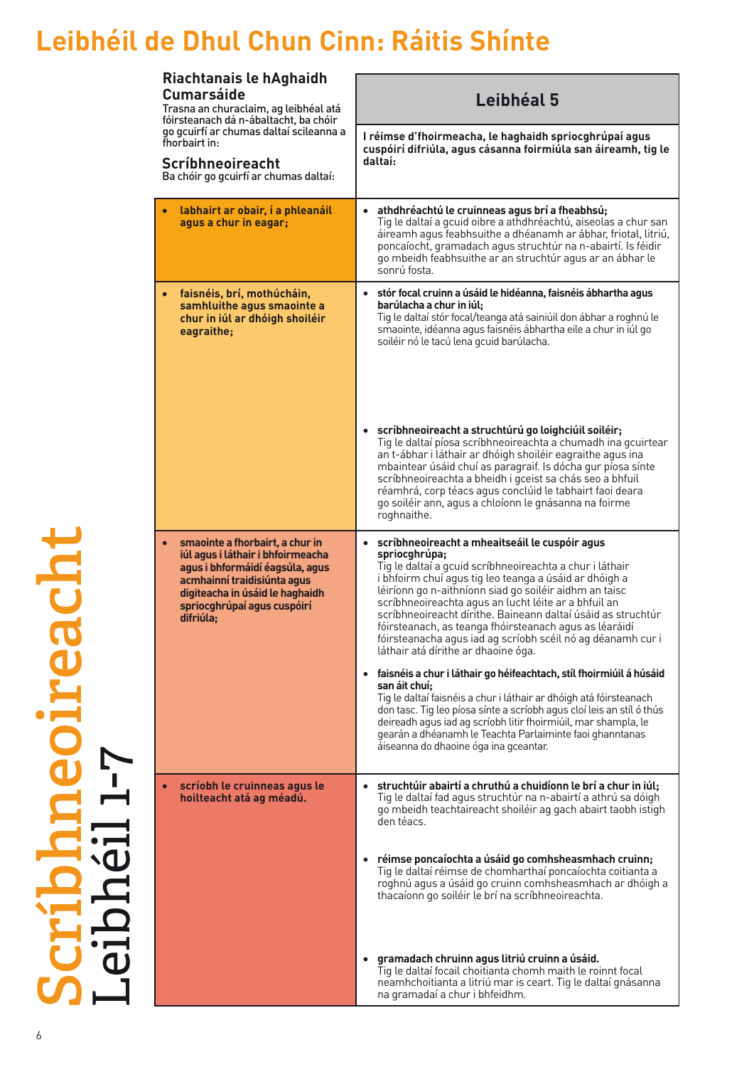# Leibhéil de Dhul Chun Cinn: Ráitis Shínte

**Scríbhneoireacht Leibhéil 1-7**

| **Riachtanais le hAghaidh Cumarsáide**<br>Trasna an churaclaim, ag leibhéal atá fóirsteanach dá n-ábaltacht, ba chóir go gcuirfí ar chumas daltaí scileanna a fhorbairt in:<br><br>**Scríbhneoireacht**<br>Ba chóir go gcuirfí ar chumas daltaí: | **Leibhéal 5**<br><br>**I réimse d'fhoirmeacha, le haghaidh spriocghrúpaí agus cuspóirí difriúla, agus cásanna foirmiúla san áireamh, tig le daltaí:** |
|---|---|
| • **labhairt ar obair, í a phleanáil agus a chur in eagar;** | • **athdhréachtú le cruinneas agus brí a fheabhsú;**<br>Tig le daltaí a gcuid oibre a athdhréachtú, aiseolas a chur san áireamh agus feabhsuithe a dhéanamh ar ábhar, friotal, litriú, poncaíocht, gramadach agus struchtúr na n-abairtí. Is féidir go mbeidh feabhsuithe ar an struchtúr agus ar an ábhar le sonrú fosta. |
| • **faisnéis, brí, mothúcháin, samhluithe agus smaointe a chur in iúl ar dhóigh shoiléir eagraithe;** | • **stór focal cruinn a úsáid le hidéanna, faisnéis ábhartha agus barúlacha a chur in iúl;**<br>Tig le daltaí stór focal/teanga atá sainiúil don ábhar a roghnú le smaointe, idéanna agus faisnéis ábhartha eile a chur in iúl go soiléir nó le tacú lena gcuid barúlacha.<br><br>• **scríbhneoireacht a struchtúrú go loighciúil soiléir;**<br>Tig le daltaí píosa scríbhneoireachta a chumadh ina gcuirtear an t-ábhar i láthair ar dhóigh shoiléir eagraithe agus ina mbaintear úsáid chuí as paragraif. Is dócha gur píosa sínte scríbhneoireachta a bheidh i gceist sa chás seo a bhfuil réamhrá, corp téacs agus conclúid le tabhairt faoi deara go soiléir ann, agus a chloíonn le gnásanna na foirme roghnaithe. |
| • **smaointe a fhorbairt, a chur in iúl agus i láthair i bhfoirmeacha agus i bhformáidí éagsúla, agus acmhainní traidisiúnta agus digiteacha in úsáid le haghaidh spriocghrúpaí agus cuspóirí difriúla;** | • **scríbhneoireacht a mheaitseáil le cuspóir agus spriocghrúpa;**<br>Tig le daltaí a gcuid scríbhneoireachta a chur i láthair i bhfoirm chuí agus tig leo teanga a úsáid ar dhóigh a léiríonn go n-aithníonn siad go soiléir aidhm an taisc scríbhneoireachta agus an lucht léite ar a bhfuil an scríbhneoireacht dírithe. Baineann daltaí úsáid as struchtúr fóirsteanach, as teanga fhóirsteanach agus as léaráidí fóirsteanacha agus iad ag scríobh scéil nó ag déanamh cur i láthair atá dírithe ar dhaoine óga.<br><br>• **faisnéis a chur i láthair go héifeachtach, stíl fhoirmiúil á húsáid san áit chuí;**<br>Tig le daltaí faisnéis a chur i láthair ar dhóigh atá fóirsteanach don tasc. Tig leo píosa sínte a scríobh agus cloí leis an stíl ó thús deireadh agus iad ag scríobh litir fhoirmiúil, mar shampla, le gearán a dhéanamh le Teachta Parlaiminte faoi ghanntanas áiseanna do dhaoine óga ina gceantar. |
| • **scríobh le cruinneas agus le hoilteacht atá ag méadú.** | • **struchtúir abairtí a chruthú a chuidíonn le brí a chur in iúl;**<br>Tig le daltaí fad agus struchtúr na n-abairtí a athrú sa dóigh go mbeidh teachtaireacht shoiléir ag gach abairt taobh istigh den téacs.<br><br>• **réimse poncaíochta a úsáid go comhsheasmhach cruinn;**<br>Tig le daltaí réimse de chomharthaí poncaíochta coitianta a roghnú agus a úsáid go cruinn comhsheasmhach ar dhóigh a thacaíonn go soiléir le brí na scríbhneoireachta.<br><br>• **gramadach chruinn agus litriú cruinn a úsáid.**<br>Tig le daltaí focail choitianta chomh maith le roinnt focal neamhchoitianta a litriú mar is ceart. Tig le daltaí gnásanna na gramadaí a chur i bhfeidhm. |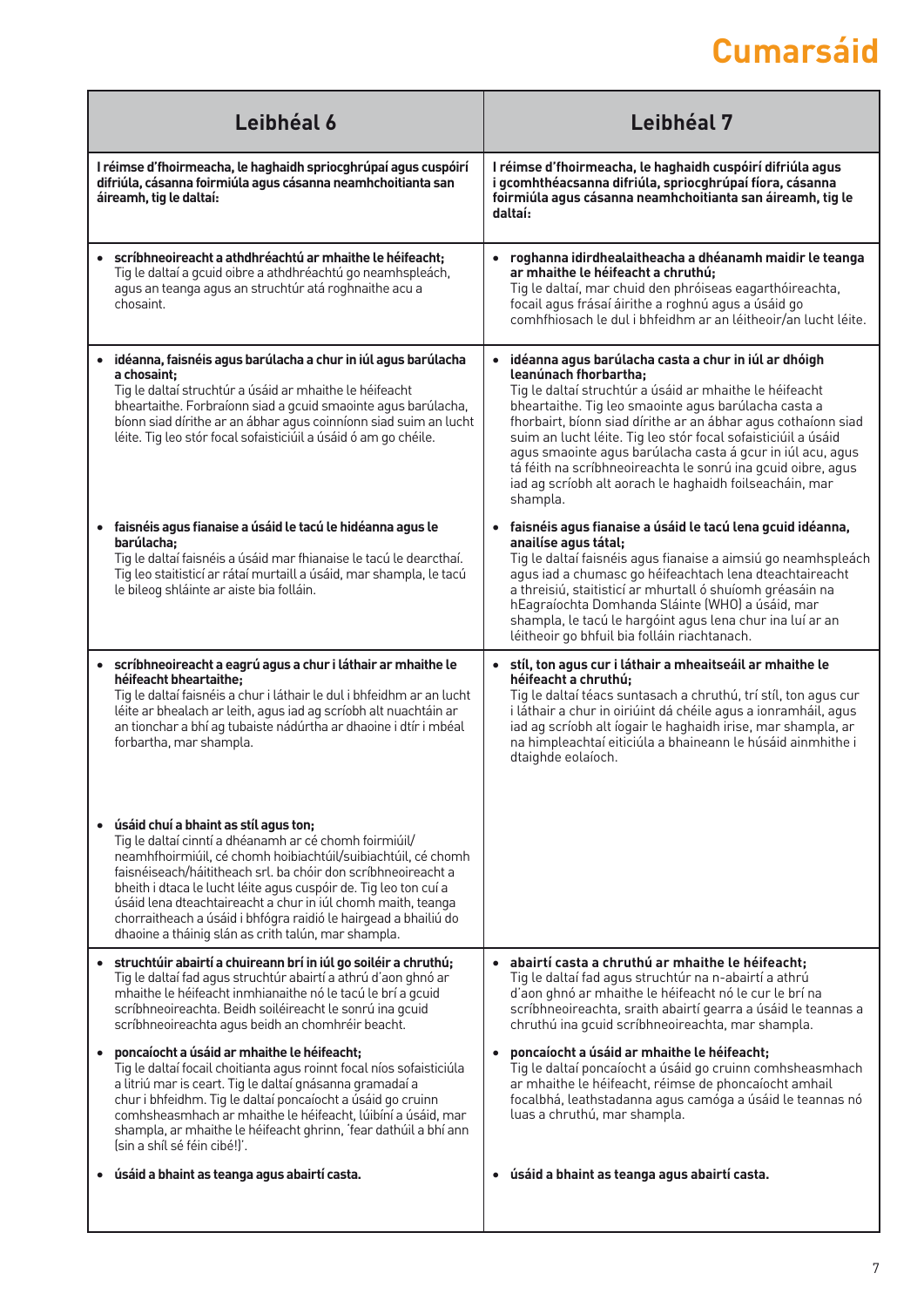# Cumarsáid

| Leibhéal 6 | Leibhéal 7 |
| --- | --- |
| **I réimse d'fhoirmeacha, le haghaidh spriocghrúpaí agus cuspóirí difriúla, cásanna foirmiúla agus cásanna neamhchoitianta san áireamh, tig le daltaí:** | **I réimse d'fhoirmeacha, le haghaidh cuspóirí difriúla agus i gcomhthéacsanna difriúla, spriocghrúpaí fíora, cásanna foirmiúla agus cásanna neamhchoitianta san áireamh, tig le daltaí:** |
| • **scríbhneoireacht a athdhréachtú ar mhaithe le héifeacht;** Tig le daltaí a gcuid oibre a athdhréachtú go neamhspleách, agus an teanga agus an struchtúr atá roghnaithe acu a chosaint. | • **roghanna idirdhealaitheacha a dhéanamh maidir le teanga ar mhaithe le héifeacht a chruthú;** Tig le daltaí, mar chuid den phróiseas eagarthóireachta, focail agus frásaí áirithe a roghnú agus a úsáid go comhfhiosach le dul i bhfeidhm ar an léitheoir/an lucht léite. |
| • **idéanna, faisnéis agus barúlacha a chur in iúl agus barúlacha a chosaint;** Tig le daltaí struchtúr a úsáid ar mhaithe le héifeacht bheartaithe. Forbraíonn siad a gcuid smaointe agus barúlacha, bíonn siad dírithe ar an ábhar agus coinníonn siad suim an lucht léite. Tig leo stór focal sofaisticiúil a úsáid ó am go chéile.<br><br>• **faisnéis agus fianaise a úsáid le tacú le hidéanna agus le barúlacha;** Tig le daltaí faisnéis a úsáid mar fhianaise le tacú le dearcthaí. Tig leo staitisticí ar rátaí murtaill a úsáid, mar shampla, le tacú le bileog shláinte ar aiste bia folláin. | • **idéanna agus barúlacha casta a chur in iúl ar dhóigh leanúnach fhorbartha;** Tig le daltaí struchtúr a úsáid ar mhaithe le héifeacht bheartaithe. Tig leo smaointe agus barúlacha casta a fhorbairt, bíonn siad dírithe ar an ábhar agus cothaíonn siad suim an lucht léite. Tig leo stór focal sofaisticiúil a úsáid agus smaointe agus barúlacha casta á gcur in iúl acu, agus tá féith na scríbhneoireachta le sonrú ina gcuid oibre, agus iad ag scríobh alt aorach le haghaidh foilseacháin, mar shampla.<br><br>• **faisnéis agus fianaise a úsáid le tacú lena gcuid idéanna, anailíse agus tátal;** Tig le daltaí faisnéis agus fianaise a aimsiú go neamhspleách agus iad a chumasc go héifeachtach lena dteachtaireacht a threisiú, staitisticí ar mhurtall ó shuíomh gréasáin na hEagraíochta Domhanda Sláinte (WHO) a úsáid, mar shampla, le tacú le hargóint agus lena chur ina luí ar an léitheoir go bhfuil bia folláin riachtanach. |
| • **scríbhneoireacht a eagrú agus a chur i láthair ar mhaithe le héifeacht bheartaithe;** Tig le daltaí faisnéis a chur i láthair le dul i bhfeidhm ar an lucht léite ar bhealach ar leith, agus iad ag scríobh alt nuachtáin ar an tionchar a bhí ag tubaiste nádúrtha ar dhaoine i dtír i mbéal forbartha, mar shampla.<br><br>• **úsáid chuí a bhaint as stíl agus ton;** Tig le daltaí cinntí a dhéanamh ar cé chomh foirmiúil/neamhfhoirmiúil, cé chomh hoibiachtúil/suibiachtúil, cé chomh faisnéiseach/háititheach srl. ba chóir don scríbhneoireacht a bheith i dtaca le lucht léite agus cuspóir de. Tig leo ton cuí a úsáid lena dteachtaireacht a chur in iúl chomh maith, teanga chorraitheach a úsáid i bhfógra raidió le hairgead a bhailiú do dhaoine a tháinig slán as crith talún, mar shampla. | • **stíl, ton agus cur i láthair a mheaitseáil ar mhaithe le héifeacht a chruthú;** Tig le daltaí téacs suntasach a chruthú, trí stíl, ton agus cur i láthair a chur in oiriúint dá chéile agus a ionramháil, agus iad ag scríobh alt íogair le haghaidh irise, mar shampla, ar na himpleachtaí eiticiúla a bhaineann le húsáid ainmhithe i dtaighde eolaíoch. |
| • **struchtúir abairtí a chuireann brí in iúl go soiléir a chruthú;** Tig le daltaí fad agus struchtúr abairtí a athrú d'aon ghnó ar mhaithe le héifeacht inmhianaithe nó le tacú le brí a gcuid scríbhneoireachta. Beidh soiléireacht le sonrú ina gcuid scríbhneoireachta agus beidh an chomhréir beacht.<br><br>• **poncaíocht a úsáid ar mhaithe le héifeacht;** Tig le daltaí focail choitianta agus roinnt focal níos sofaisticiúla a litriú mar is ceart. Tig le daltaí gnásanna gramadaí a chur i bhfeidhm. Tig le daltaí poncaíocht a úsáid go cruinn comhsheasmhach ar mhaithe le héifeacht, lúibíní a úsáid, mar shampla, ar mhaithe le héifeacht ghrinn, 'fear dathúil a bhí ann (sin a shíl sé féin cibé!)'.<br><br>• **úsáid a bhaint as teanga agus abairtí casta.** | • **abairtí casta a chruthú ar mhaithe le héifeacht;** Tig le daltaí fad agus struchtúr na n-abairtí a athrú d'aon ghnó ar mhaithe le héifeacht nó le cur le brí na scríbhneoireachta, sraith abairtí gearra a úsáid le teannas a chruthú ina gcuid scríbhneoireachta, mar shampla.<br><br>• **poncaíocht a úsáid ar mhaithe le héifeacht;** Tig le daltaí poncaíocht a úsáid go cruinn comhsheasmhach ar mhaithe le héifeacht, réimse de phoncaíocht amhail focalbhá, leathstadanna agus camóga a úsáid le teannas nó luas a chruthú, mar shampla.<br><br>• **úsáid a bhaint as teanga agus abairtí casta.** |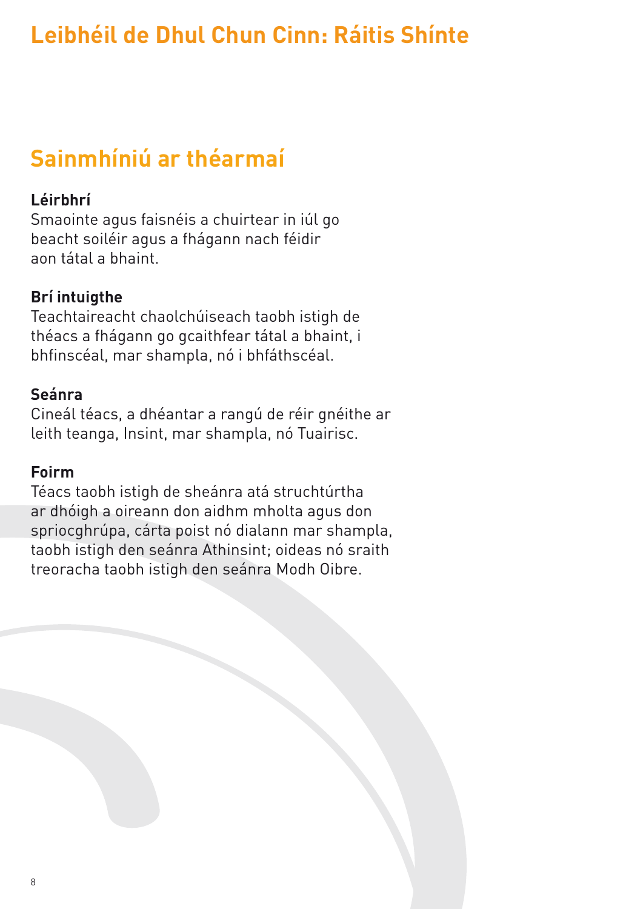# Leibhéil de Dhul Chun Cinn: Ráitis Shínte

## Sainmhíniú ar théarmaí

**Léirbhrí**
Smaointe agus faisnéis a chuirtear in iúl go beacht soiléir agus a fhágann nach féidir aon tátal a bhaint.

**Brí intuigthe**
Teachtaireacht chaolchúiseach taobh istigh de théacs a fhágann go gcaithfear tátal a bhaint, i bhfinscéal, mar shampla, nó i bhfáthscéal.

**Seánra**
Cineál téacs, a dhéantar a rangú de réir gnéithe ar leith teanga, Insint, mar shampla, nó Tuairisc.

**Foirm**
Téacs taobh istigh de sheánra atá struchtúrtha ar dhóigh a oireann don aidhm mholta agus don spriocghrúpa, cárta poist nó dialann mar shampla, taobh istigh den seánra Athinsint; oideas nó sraith treoracha taobh istigh den seánra Modh Oibre.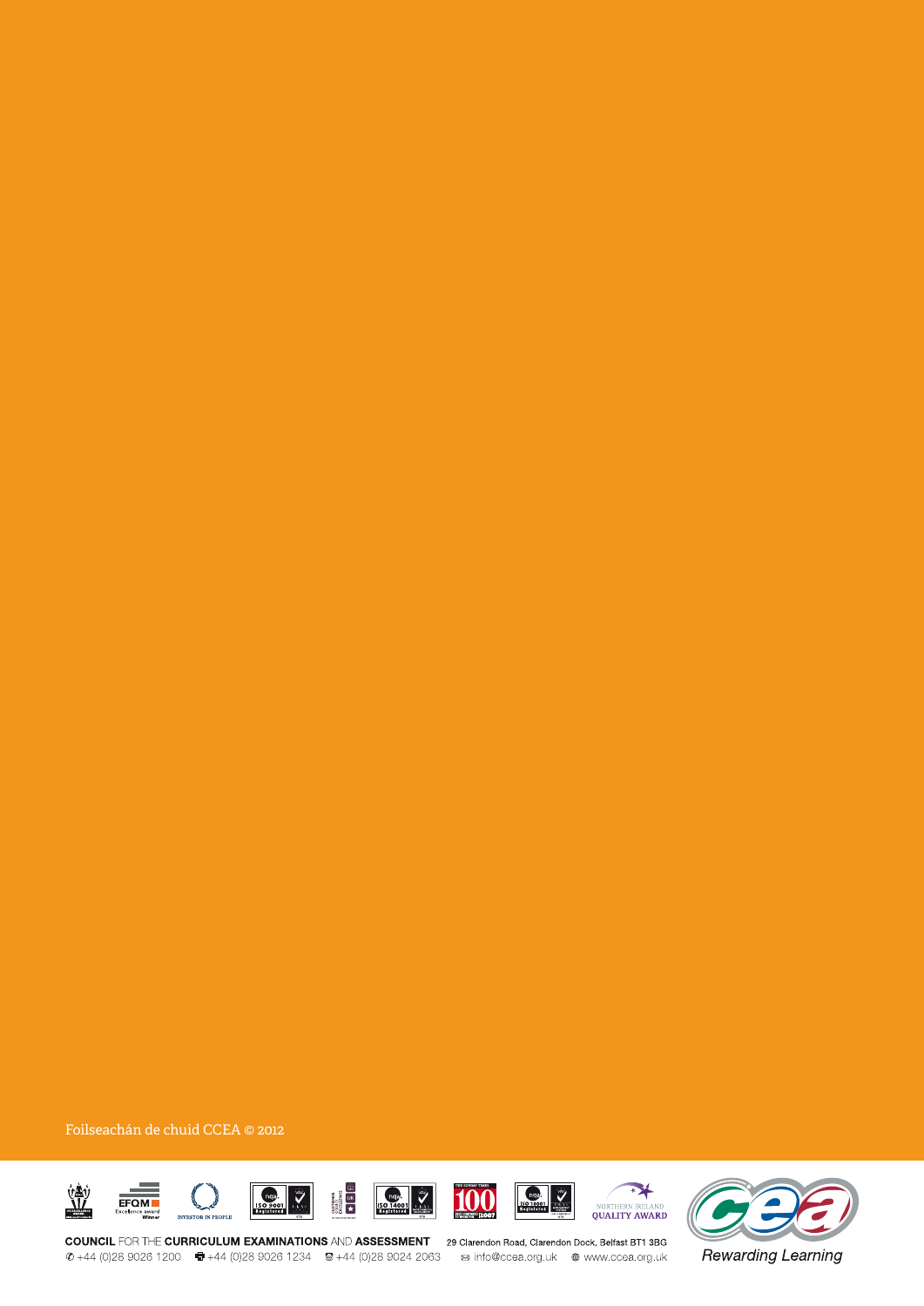Foilseachán de chuid CCEA © 2012

**COUNCIL** FOR THE **CURRICULUM EXAMINATIONS** AND **ASSESSMENT** 29 Clarendon Road, Clarendon Dock, Belfast BT1 3BG

✆ +44 (0)28 9026 1200 +44 (0)28 9026 1234 +44 (0)28 9024 2063 info@ccea.org.uk www.ccea.org.uk

Rewarding Learning